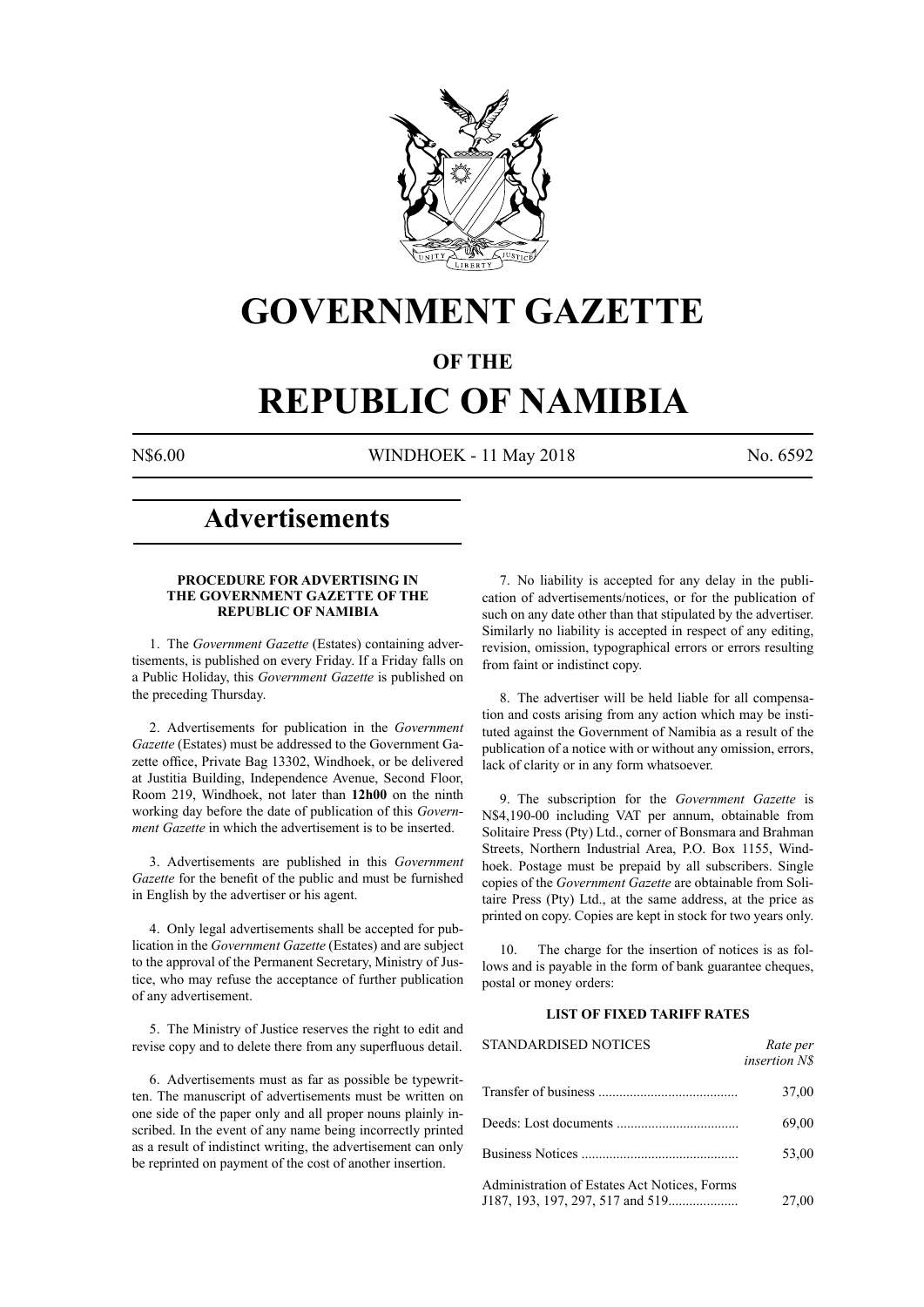# GOVERNMENT GAZETTE

## OF THE

# REPUBLIC OF NAMIBIA

N$6.00 WINDHOEK - 11 May 2018 No. 6592

# Advertisements

### PROCEDURE FOR ADVERTISING IN THE GOVERNMENT GAZETTE OF THE REPUBLIC OF NAMIBIA

1. The *Government Gazette* (Estates) containing advertisements, is published on every Friday. If a Friday falls on a Public Holiday, this *Government Gazette* is published on the preceding Thursday.

2. Advertisements for publication in the *Government Gazette* (Estates) must be addressed to the Government Gazette office, Private Bag 13302, Windhoek, or be delivered at Justitia Building, Independence Avenue, Second Floor, Room 219, Windhoek, not later than **12h00** on the ninth working day before the date of publication of this *Government Gazette* in which the advertisement is to be inserted.

3. Advertisements are published in this *Government Gazette* for the benefit of the public and must be furnished in English by the advertiser or his agent.

4. Only legal advertisements shall be accepted for publication in the *Government Gazette* (Estates) and are subject to the approval of the Permanent Secretary, Ministry of Justice, who may refuse the acceptance of further publication of any advertisement.

5. The Ministry of Justice reserves the right to edit and revise copy and to delete there from any superfluous detail.

6. Advertisements must as far as possible be typewritten. The manuscript of advertisements must be written on one side of the paper only and all proper nouns plainly inscribed. In the event of any name being incorrectly printed as a result of indistinct writing, the advertisement can only be reprinted on payment of the cost of another insertion.

7. No liability is accepted for any delay in the publication of advertisements/notices, or for the publication of such on any date other than that stipulated by the advertiser. Similarly no liability is accepted in respect of any editing, revision, omission, typographical errors or errors resulting from faint or indistinct copy.

8. The advertiser will be held liable for all compensation and costs arising from any action which may be instituted against the Government of Namibia as a result of the publication of a notice with or without any omission, errors, lack of clarity or in any form whatsoever.

9. The subscription for the *Government Gazette* is N$4,190-00 including VAT per annum, obtainable from Solitaire Press (Pty) Ltd., corner of Bonsmara and Brahman Streets, Northern Industrial Area, P.O. Box 1155, Windhoek. Postage must be prepaid by all subscribers. Single copies of the *Government Gazette* are obtainable from Solitaire Press (Pty) Ltd., at the same address, at the price as printed on copy. Copies are kept in stock for two years only.

10. The charge for the insertion of notices is as follows and is payable in the form of bank guarantee cheques, postal or money orders:

### LIST OF FIXED TARIFF RATES

| STANDARDISED NOTICES | *Rate per insertion N$* |
|---|---|
| Transfer of business | 37,00 |
| Deeds: Lost documents | 69,00 |
| Business Notices | 53,00 |
| Administration of Estates Act Notices, Forms J187, 193, 197, 297, 517 and 519 | 27,00 |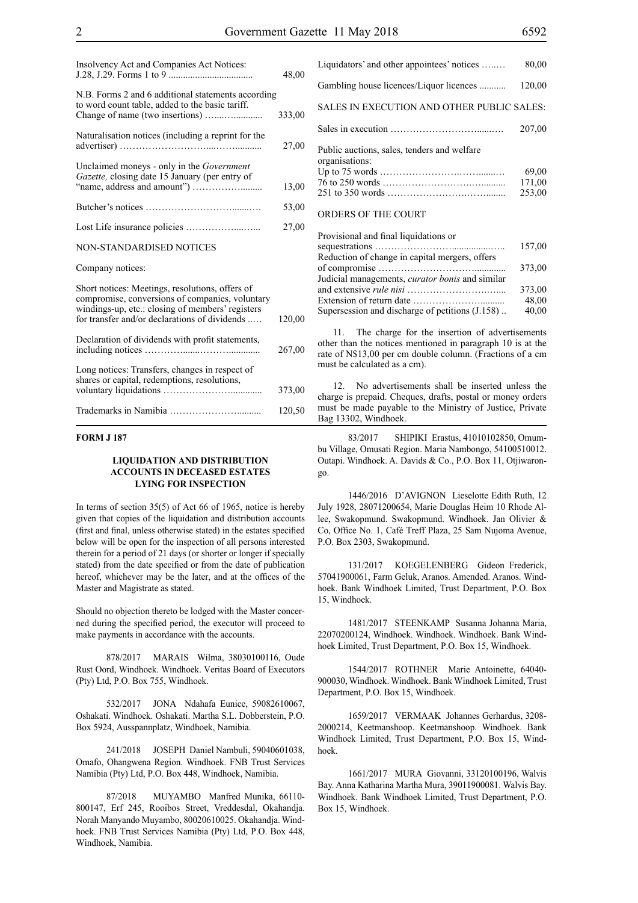| | |
|---|---|
| Insolvency Act and Companies Act Notices: J.28, J.29. Forms 1 to 9 | 48,00 |
| N.B. Forms 2 and 6 additional statements according to word count table, added to the basic tariff. Change of name (two insertions) | 333,00 |
| Naturalisation notices (including a reprint for the advertiser) | 27,00 |
| Unclaimed moneys - only in the *Government Gazette,* closing date 15 January (per entry of "name, address and amount") | 13,00 |
| Butcher's notices | 53,00 |
| Lost Life insurance policies | 27,00 |
| NON-STANDARDISED NOTICES | |
| Company notices: | |
| Short notices: Meetings, resolutions, offers of compromise, conversions of companies, voluntary windings-up, etc.: closing of members' registers for transfer and/or declarations of dividends | 120,00 |
| Declaration of dividends with profit statements, including notices | 267,00 |
| Long notices: Transfers, changes in respect of shares or capital, redemptions, resolutions, voluntary liquidations | 373,00 |
| Trademarks in Namibia | 120,50 |
| Liquidators' and other appointees' notices | 80,00 |
| Gambling house licences/Liquor licences | 120,00 |
| SALES IN EXECUTION AND OTHER PUBLIC SALES: | |
| Sales in execution | 207,00 |
| Public auctions, sales, tenders and welfare organisations: | |
| Up to 75 words | 69,00 |
| 76 to 250 words | 171,00 |
| 251 to 350 words | 253,00 |
| ORDERS OF THE COURT | |
| Provisional and final liquidations or sequestrations | 157,00 |
| Reduction of change in capital mergers, offers of compromise | 373,00 |
| Judicial managements, *curator bonis* and similar and extensive *rule nisi* | 373,00 |
| Extension of return date | 48,00 |
| Supersession and discharge of petitions (J.158) | 40,00 |

11. The charge for the insertion of advertisements other than the notices mentioned in paragraph 10 is at the rate of N$13,00 per cm double column. (Fractions of a cm must be calculated as a cm).

12. No advertisements shall be inserted unless the charge is prepaid. Cheques, drafts, postal or money orders must be made payable to the Ministry of Justice, Private Bag 13302, Windhoek.

**FORM J 187**

### LIQUIDATION AND DISTRIBUTION ACCOUNTS IN DECEASED ESTATES LYING FOR INSPECTION

In terms of section 35(5) of Act 66 of 1965, notice is hereby given that copies of the liquidation and distribution accounts (first and final, unless otherwise stated) in the estates specified below will be open for the inspection of all persons interested therein for a period of 21 days (or shorter or longer if specially stated) from the date specified or from the date of publication hereof, whichever may be the later, and at the offices of the Master and Magistrate as stated.

Should no objection thereto be lodged with the Master concerned during the specified period, the executor will proceed to make payments in accordance with the accounts.

878/2017 MARAIS Wilma, 38030100116, Oude Rust Oord, Windhoek. Windhoek. Veritas Board of Executors (Pty) Ltd, P.O. Box 755, Windhoek.

532/2017 JONA Ndahafa Eunice, 59082610067, Oshakati. Windhoek. Oshakati. Martha S.L. Dobberstein, P.O. Box 5924, Ausspannplatz, Windhoek, Namibia.

241/2018 JOSEPH Daniel Nambuli, 59040601038, Omafo, Ohangwena Region. Windhoek. FNB Trust Services Namibia (Pty) Ltd, P.O. Box 448, Windhoek, Namibia.

87/2018 MUYAMBO Manfred Munika, 66110-800147, Erf 245, Rooibos Street, Vreddesdal, Okahandja. Norah Manyando Muyambo, 80020610025. Okahandja. Windhoek. FNB Trust Services Namibia (Pty) Ltd, P.O. Box 448, Windhoek, Namibia.

83/2017 SHIPIKI Erastus, 41010102850, Omumbu Village, Omusati Region. Maria Nambongo, 54100510012. Outapi. Windhoek. A. Davids & Co., P.O. Box 11, Otjiwarongo.

1446/2016 D'AVIGNON Lieselotte Edith Ruth, 12 July 1928, 28071200654, Marie Douglas Heim 10 Rhode Allee, Swakopmund. Swakopmund. Windhoek. Jan Olivier & Co, Office No. 1, Café Treff Plaza, 25 Sam Nujoma Avenue, P.O. Box 2303, Swakopmund.

131/2017 KOEGELENBERG Gideon Frederick, 57041900061, Farm Geluk, Aranos. Amended. Aranos. Windhoek. Bank Windhoek Limited, Trust Department, P.O. Box 15, Windhoek.

1481/2017 STEENKAMP Susanna Johanna Maria, 22070200124, Windhoek. Windhoek. Windhoek. Bank Windhoek Limited, Trust Department, P.O. Box 15, Windhoek.

1544/2017 ROTHNER Marie Antoinette, 64040-900030, Windhoek. Windhoek. Bank Windhoek Limited, Trust Department, P.O. Box 15, Windhoek.

1659/2017 VERMAAK Johannes Gerhardus, 3208-2000214, Keetmanshoop. Keetmanshoop. Windhoek. Bank Windhoek Limited, Trust Department, P.O. Box 15, Windhoek.

1661/2017 MURA Giovanni, 33120100196, Walvis Bay. Anna Katharina Martha Mura, 39011900081. Walvis Bay. Windhoek. Bank Windhoek Limited, Trust Department, P.O. Box 15, Windhoek.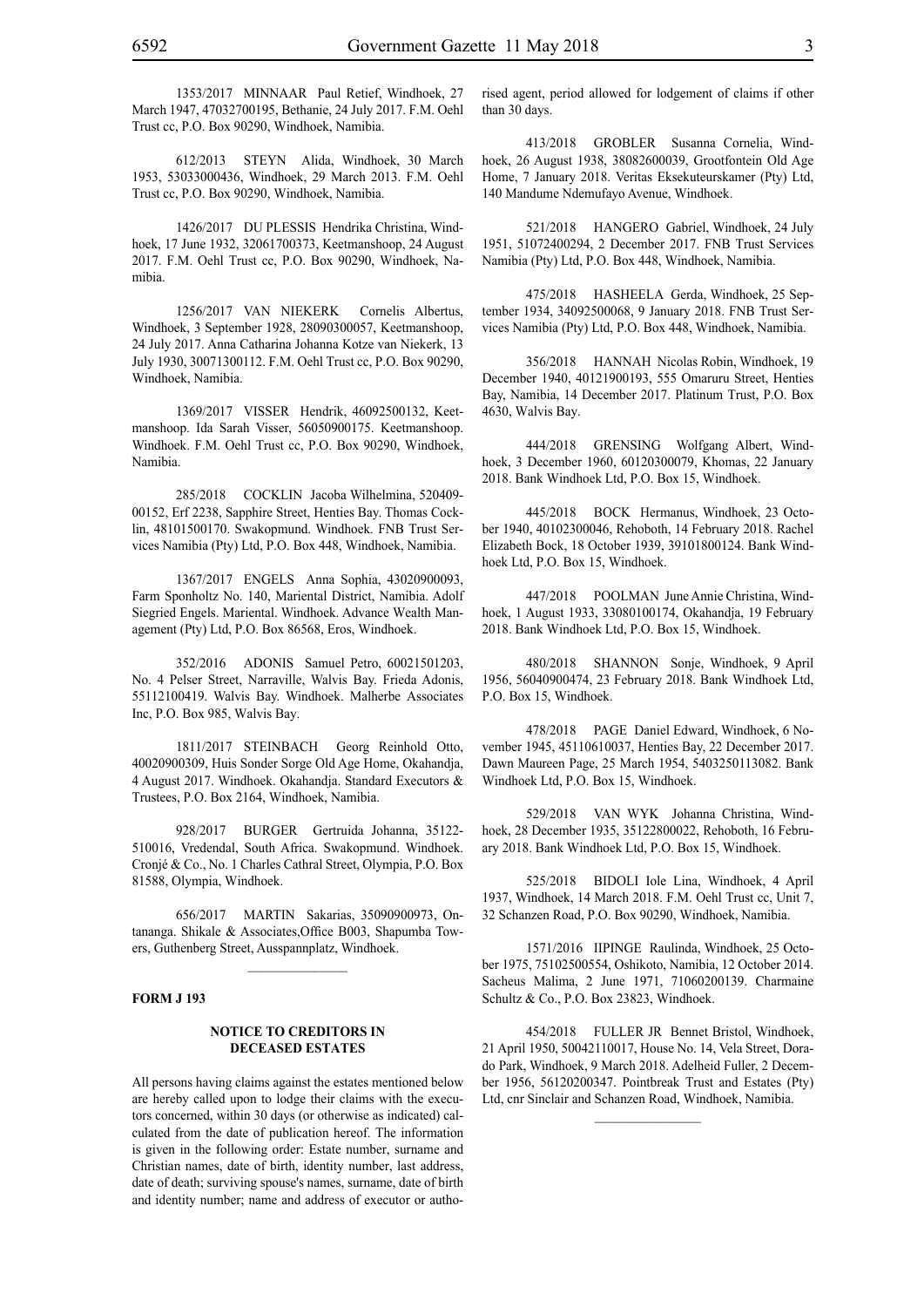1353/2017 MINNAAR Paul Retief, Windhoek, 27 March 1947, 47032700195, Bethanie, 24 July 2017. F.M. Oehl Trust cc, P.O. Box 90290, Windhoek, Namibia.

612/2013 STEYN Alida, Windhoek, 30 March 1953, 53033000436, Windhoek, 29 March 2013. F.M. Oehl Trust cc, P.O. Box 90290, Windhoek, Namibia.

1426/2017 DU PLESSIS Hendrika Christina, Windhoek, 17 June 1932, 32061700373, Keetmanshoop, 24 August 2017. F.M. Oehl Trust cc, P.O. Box 90290, Windhoek, Namibia.

1256/2017 VAN NIEKERK Cornelis Albertus, Windhoek, 3 September 1928, 28090300057, Keetmanshoop, 24 July 2017. Anna Catharina Johanna Kotze van Niekerk, 13 July 1930, 30071300112. F.M. Oehl Trust cc, P.O. Box 90290, Windhoek, Namibia.

1369/2017 VISSER Hendrik, 46092500132, Keetmanshoop. Ida Sarah Visser, 56050900175. Keetmanshoop. Windhoek. F.M. Oehl Trust cc, P.O. Box 90290, Windhoek, Namibia.

285/2018 COCKLIN Jacoba Wilhelmina, 52040900152, Erf 2238, Sapphire Street, Henties Bay. Thomas Cocklin, 48101500170. Swakopmund. Windhoek. FNB Trust Services Namibia (Pty) Ltd, P.O. Box 448, Windhoek, Namibia.

1367/2017 ENGELS Anna Sophia, 43020900093, Farm Sponholtz No. 140, Mariental District, Namibia. Adolf Siegried Engels. Mariental. Windhoek. Advance Wealth Management (Pty) Ltd, P.O. Box 86568, Eros, Windhoek.

352/2016 ADONIS Samuel Petro, 60021501203, No. 4 Pelser Street, Narraville, Walvis Bay. Frieda Adonis, 55112100419. Walvis Bay. Windhoek. Malherbe Associates Inc, P.O. Box 985, Walvis Bay.

1811/2017 STEINBACH Georg Reinhold Otto, 40020900309, Huis Sonder Sorge Old Age Home, Okahandja, 4 August 2017. Windhoek. Okahandja. Standard Executors & Trustees, P.O. Box 2164, Windhoek, Namibia.

928/2017 BURGER Gertruida Johanna, 35122510016, Vredendal, South Africa. Swakopmund. Windhoek. Cronjé & Co., No. 1 Charles Cathral Street, Olympia, P.O. Box 81588, Olympia, Windhoek.

656/2017 MARTIN Sakarias, 35090900973, Ontananga. Shikale & Associates,Office B003, Shapumba Towers, Guthenberg Street, Ausspannplatz, Windhoek.

---

**FORM J 193**

**NOTICE TO CREDITORS IN DECEASED ESTATES**

All persons having claims against the estates mentioned below are hereby called upon to lodge their claims with the executors concerned, within 30 days (or otherwise as indicated) calculated from the date of publication hereof. The information is given in the following order: Estate number, surname and Christian names, date of birth, identity number, last address, date of death; surviving spouse's names, surname, date of birth and identity number; name and address of executor or authorised agent, period allowed for lodgement of claims if other than 30 days.

413/2018 GROBLER Susanna Cornelia, Windhoek, 26 August 1938, 38082600039, Grootfontein Old Age Home, 7 January 2018. Veritas Eksekuteurskamer (Pty) Ltd, 140 Mandume Ndemufayo Avenue, Windhoek.

521/2018 HANGERO Gabriel, Windhoek, 24 July 1951, 51072400294, 2 December 2017. FNB Trust Services Namibia (Pty) Ltd, P.O. Box 448, Windhoek, Namibia.

475/2018 HASHEELA Gerda, Windhoek, 25 September 1934, 34092500068, 9 January 2018. FNB Trust Services Namibia (Pty) Ltd, P.O. Box 448, Windhoek, Namibia.

356/2018 HANNAH Nicolas Robin, Windhoek, 19 December 1940, 40121900193, 555 Omaruru Street, Henties Bay, Namibia, 14 December 2017. Platinum Trust, P.O. Box 4630, Walvis Bay.

444/2018 GRENSING Wolfgang Albert, Windhoek, 3 December 1960, 60120300079, Khomas, 22 January 2018. Bank Windhoek Ltd, P.O. Box 15, Windhoek.

445/2018 BOCK Hermanus, Windhoek, 23 October 1940, 40102300046, Rehoboth, 14 February 2018. Rachel Elizabeth Bock, 18 October 1939, 39101800124. Bank Windhoek Ltd, P.O. Box 15, Windhoek.

447/2018 POOLMAN June Annie Christina, Windhoek, 1 August 1933, 33080100174, Okahandja, 19 February 2018. Bank Windhoek Ltd, P.O. Box 15, Windhoek.

480/2018 SHANNON Sonje, Windhoek, 9 April 1956, 56040900474, 23 February 2018. Bank Windhoek Ltd, P.O. Box 15, Windhoek.

478/2018 PAGE Daniel Edward, Windhoek, 6 November 1945, 45110610037, Henties Bay, 22 December 2017. Dawn Maureen Page, 25 March 1954, 5403250113082. Bank Windhoek Ltd, P.O. Box 15, Windhoek.

529/2018 VAN WYK Johanna Christina, Windhoek, 28 December 1935, 35122800022, Rehoboth, 16 February 2018. Bank Windhoek Ltd, P.O. Box 15, Windhoek.

525/2018 BIDOLI Iole Lina, Windhoek, 4 April 1937, Windhoek, 14 March 2018. F.M. Oehl Trust cc, Unit 7, 32 Schanzen Road, P.O. Box 90290, Windhoek, Namibia.

1571/2016 IIPINGE Raulinda, Windhoek, 25 October 1975, 75102500554, Oshikoto, Namibia, 12 October 2014. Sacheus Malima, 2 June 1971, 71060200139. Charmaine Schultz & Co., P.O. Box 23823, Windhoek.

454/2018 FULLER JR Bennet Bristol, Windhoek, 21 April 1950, 50042110017, House No. 14, Vela Street, Dorado Park, Windhoek, 9 March 2018. Adelheid Fuller, 2 December 1956, 56120200347. Pointbreak Trust and Estates (Pty) Ltd, cnr Sinclair and Schanzen Road, Windhoek, Namibia.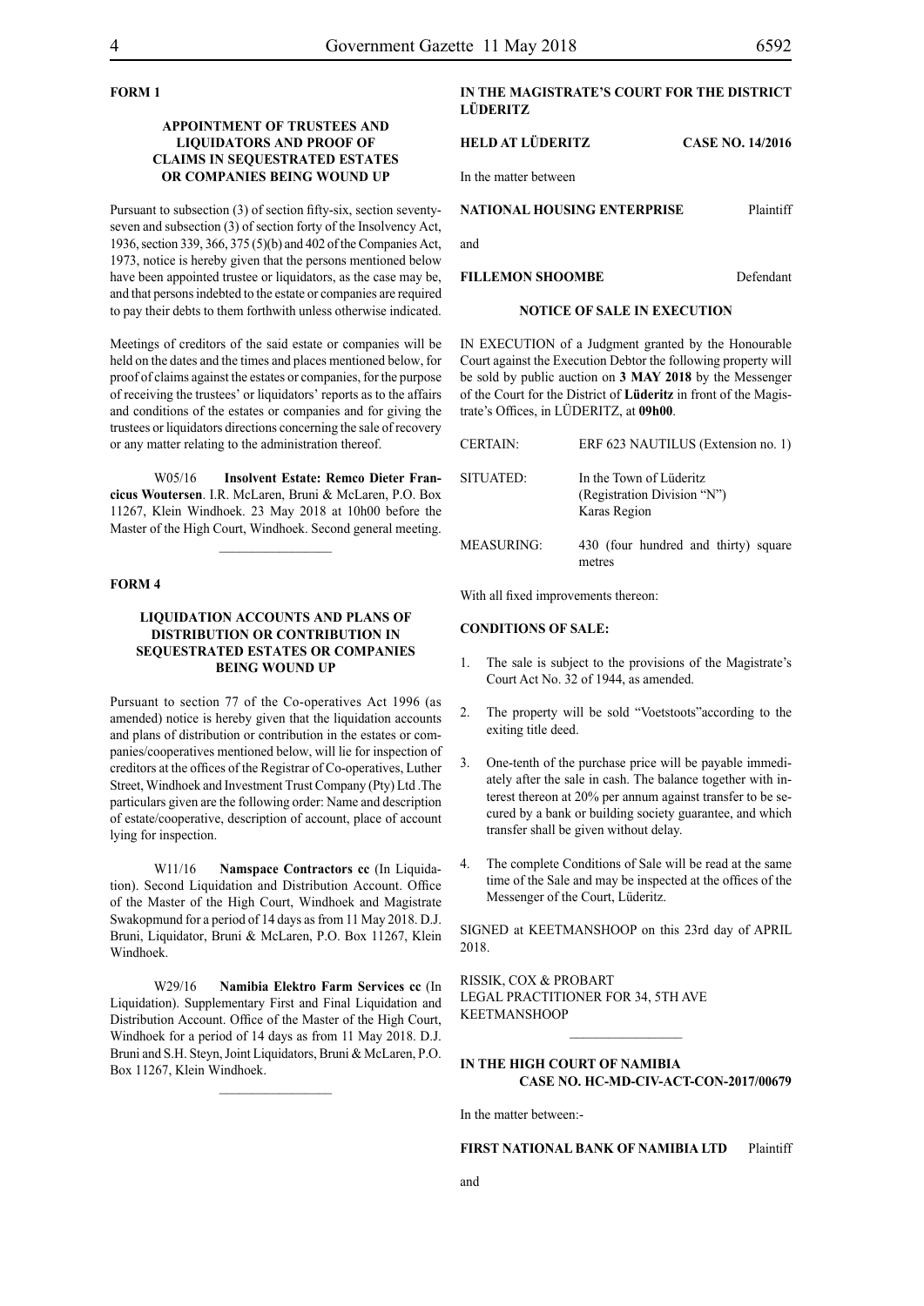**FORM 1**

**APPOINTMENT OF TRUSTEES AND LIQUIDATORS AND PROOF OF CLAIMS IN SEQUESTRATED ESTATES OR COMPANIES BEING WOUND UP**

Pursuant to subsection (3) of section fifty-six, section seventy-seven and subsection (3) of section forty of the Insolvency Act, 1936, section 339, 366, 375 (5)(b) and 402 of the Companies Act, 1973, notice is hereby given that the persons mentioned below have been appointed trustee or liquidators, as the case may be, and that persons indebted to the estate or companies are required to pay their debts to them forthwith unless otherwise indicated.

Meetings of creditors of the said estate or companies will be held on the dates and the times and places mentioned below, for proof of claims against the estates or companies, for the purpose of receiving the trustees' or liquidators' reports as to the affairs and conditions of the estates or companies and for giving the trustees or liquidators directions concerning the sale of recovery or any matter relating to the administration thereof.

W05/16 **Insolvent Estate: Remco Dieter Francicus Woutersen**. I.R. McLaren, Bruni & McLaren, P.O. Box 11267, Klein Windhoek. 23 May 2018 at 10h00 before the Master of the High Court, Windhoek. Second general meeting.

---

**FORM 4**

**LIQUIDATION ACCOUNTS AND PLANS OF DISTRIBUTION OR CONTRIBUTION IN SEQUESTRATED ESTATES OR COMPANIES BEING WOUND UP**

Pursuant to section 77 of the Co-operatives Act 1996 (as amended) notice is hereby given that the liquidation accounts and plans of distribution or contribution in the estates or companies/cooperatives mentioned below, will lie for inspection of creditors at the offices of the Registrar of Co-operatives, Luther Street, Windhoek and Investment Trust Company (Pty) Ltd .The particulars given are the following order: Name and description of estate/cooperative, description of account, place of account lying for inspection.

W11/16 **Namspace Contractors cc** (In Liquidation). Second Liquidation and Distribution Account. Office of the Master of the High Court, Windhoek and Magistrate Swakopmund for a period of 14 days as from 11 May 2018. D.J. Bruni, Liquidator, Bruni & McLaren, P.O. Box 11267, Klein Windhoek.

W29/16 **Namibia Elektro Farm Services cc** (In Liquidation). Supplementary First and Final Liquidation and Distribution Account. Office of the Master of the High Court, Windhoek for a period of 14 days as from 11 May 2018. D.J. Bruni and S.H. Steyn, Joint Liquidators, Bruni & McLaren, P.O. Box 11267, Klein Windhoek.

---

**IN THE MAGISTRATE'S COURT FOR THE DISTRICT LÜDERITZ**

**HELD AT LÜDERITZ** **CASE NO. 14/2016**

In the matter between

**NATIONAL HOUSING ENTERPRISE** Plaintiff

and

**FILLEMON SHOOMBE** Defendant

**NOTICE OF SALE IN EXECUTION**

IN EXECUTION of a Judgment granted by the Honourable Court against the Execution Debtor the following property will be sold by public auction on **3 MAY 2018** by the Messenger of the Court for the District of **Lüderitz** in front of the Magistrate's Offices, in LÜDERITZ, at **09h00**.

| | |
|---|---|
| CERTAIN: | ERF 623 NAUTILUS (Extension no. 1) |
| SITUATED: | In the Town of Lüderitz (Registration Division "N") Karas Region |
| MEASURING: | 430 (four hundred and thirty) square metres |

With all fixed improvements thereon:

**CONDITIONS OF SALE:**

1. The sale is subject to the provisions of the Magistrate's Court Act No. 32 of 1944, as amended.
2. The property will be sold "Voetstoots"according to the exiting title deed.
3. One-tenth of the purchase price will be payable immediately after the sale in cash. The balance together with interest thereon at 20% per annum against transfer to be secured by a bank or building society guarantee, and which transfer shall be given without delay.
4. The complete Conditions of Sale will be read at the same time of the Sale and may be inspected at the offices of the Messenger of the Court, Lüderitz.

SIGNED at KEETMANSHOOP on this 23rd day of APRIL 2018.

RISSIK, COX & PROBART
LEGAL PRACTITIONER FOR 34, 5TH AVE
KEETMANSHOOP

---

**IN THE HIGH COURT OF NAMIBIA**
**CASE NO. HC-MD-CIV-ACT-CON-2017/00679**

In the matter between:-

**FIRST NATIONAL BANK OF NAMIBIA LTD** Plaintiff

and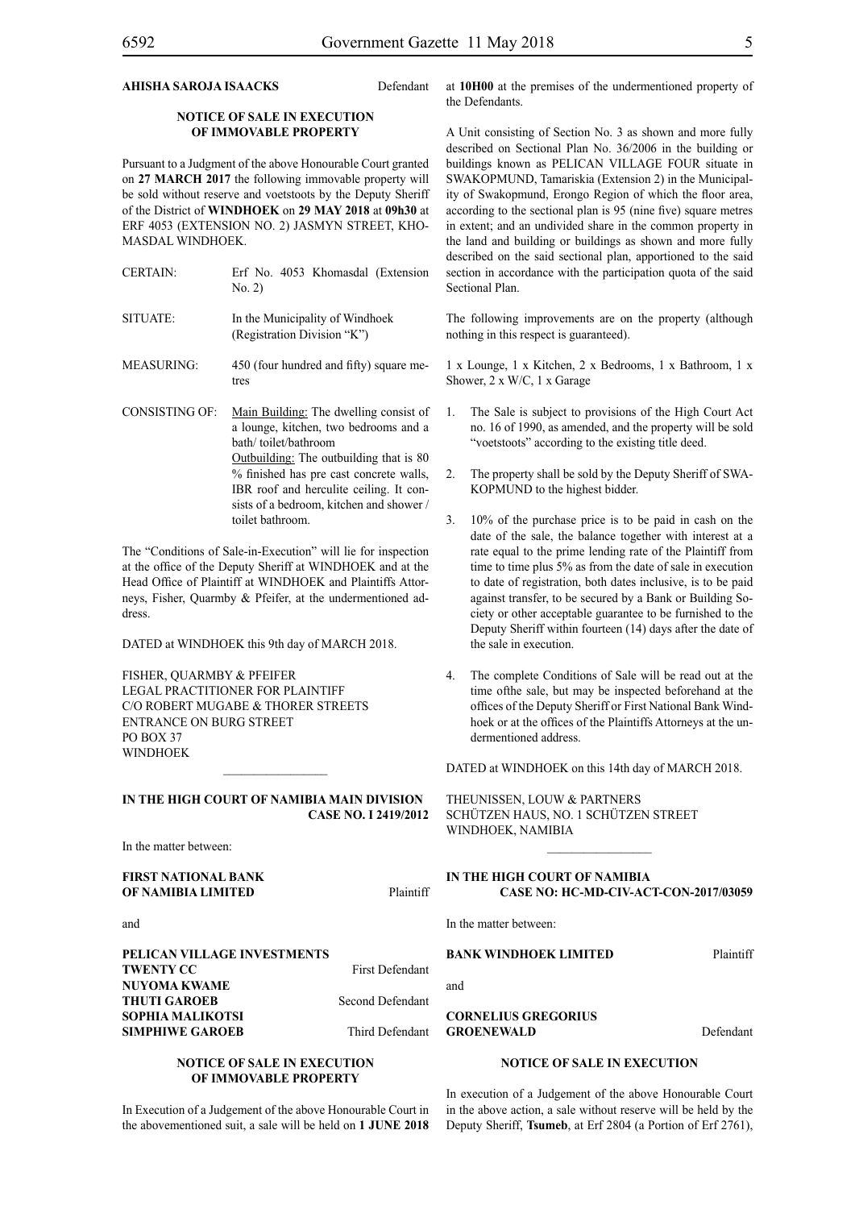**AHISHA SAROJA ISAACKS** Defendant

**NOTICE OF SALE IN EXECUTION OF IMMOVABLE PROPERTY**

Pursuant to a Judgment of the above Honourable Court granted on **27 MARCH 2017** the following immovable property will be sold without reserve and voetstoots by the Deputy Sheriff of the District of **WINDHOEK** on **29 MAY 2018** at **09h30** at ERF 4053 (EXTENSION NO. 2) JASMYN STREET, KHOMASDAL WINDHOEK.

| | |
|---|---|
| CERTAIN: | Erf No. 4053 Khomasdal (Extension No. 2) |
| SITUATE: | In the Municipality of Windhoek (Registration Division "K") |
| MEASURING: | 450 (four hundred and fifty) square metres |
| CONSISTING OF: | Main Building: The dwelling consist of a lounge, kitchen, two bedrooms and a bath/ toilet/bathroom<br>Outbuilding: The outbuilding that is 80 % finished has pre cast concrete walls, IBR roof and herculite ceiling. It consists of a bedroom, kitchen and shower / toilet bathroom. |

The "Conditions of Sale-in-Execution" will lie for inspection at the office of the Deputy Sheriff at WINDHOEK and at the Head Office of Plaintiff at WINDHOEK and Plaintiffs Attorneys, Fisher, Quarmby & Pfeifer, at the undermentioned address.

DATED at WINDHOEK this 9th day of MARCH 2018.

FISHER, QUARMBY & PFEIFER
LEGAL PRACTITIONER FOR PLAINTIFF
C/O ROBERT MUGABE & THORER STREETS
ENTRANCE ON BURG STREET
PO BOX 37
WINDHOEK

---

**IN THE HIGH COURT OF NAMIBIA MAIN DIVISION**
**CASE NO. I 2419/2012**

In the matter between:

**FIRST NATIONAL BANK OF NAMIBIA LIMITED** Plaintiff

and

**PELICAN VILLAGE INVESTMENTS TWENTY CC** First Defendant
**NUYOMA KWAME THUTI GAROEB** Second Defendant
**SOPHIA MALIKOTSI SIMPHIWE GAROEB** Third Defendant

**NOTICE OF SALE IN EXECUTION OF IMMOVABLE PROPERTY**

In Execution of a Judgement of the above Honourable Court in the abovementioned suit, a sale will be held on **1 JUNE 2018** at **10H00** at the premises of the undermentioned property of the Defendants.

A Unit consisting of Section No. 3 as shown and more fully described on Sectional Plan No. 36/2006 in the building or buildings known as PELICAN VILLAGE FOUR situate in SWAKOPMUND, Tamariskia (Extension 2) in the Municipality of Swakopmund, Erongo Region of which the floor area, according to the sectional plan is 95 (nine five) square metres in extent; and an undivided share in the common property in the land and building or buildings as shown and more fully described on the said sectional plan, apportioned to the said section in accordance with the participation quota of the said Sectional Plan.

The following improvements are on the property (although nothing in this respect is guaranteed).

1 x Lounge, 1 x Kitchen, 2 x Bedrooms, 1 x Bathroom, 1 x Shower, 2 x W/C, 1 x Garage

1. The Sale is subject to provisions of the High Court Act no. 16 of 1990, as amended, and the property will be sold "voetstoots" according to the existing title deed.
2. The property shall be sold by the Deputy Sheriff of SWAKOPMUND to the highest bidder.
3. 10% of the purchase price is to be paid in cash on the date of the sale, the balance together with interest at a rate equal to the prime lending rate of the Plaintiff from time to time plus 5% as from the date of sale in execution to date of registration, both dates inclusive, is to be paid against transfer, to be secured by a Bank or Building Society or other acceptable guarantee to be furnished to the Deputy Sheriff within fourteen (14) days after the date of the sale in execution.
4. The complete Conditions of Sale will be read out at the time ofthe sale, but may be inspected beforehand at the offices of the Deputy Sheriff or First National Bank Windhoek or at the offices of the Plaintiffs Attorneys at the undermentioned address.

DATED at WINDHOEK on this 14th day of MARCH 2018.

THEUNISSEN, LOUW & PARTNERS
SCHÜTZEN HAUS, NO. 1 SCHÜTZEN STREET
WINDHOEK, NAMIBIA

---

**IN THE HIGH COURT OF NAMIBIA**
**CASE NO: HC-MD-CIV-ACT-CON-2017/03059**

In the matter between:

**BANK WINDHOEK LIMITED** Plaintiff

and

**CORNELIUS GREGORIUS GROENEWALD** Defendant

**NOTICE OF SALE IN EXECUTION**

In execution of a Judgement of the above Honourable Court in the above action, a sale without reserve will be held by the Deputy Sheriff, **Tsumeb**, at Erf 2804 (a Portion of Erf 2761),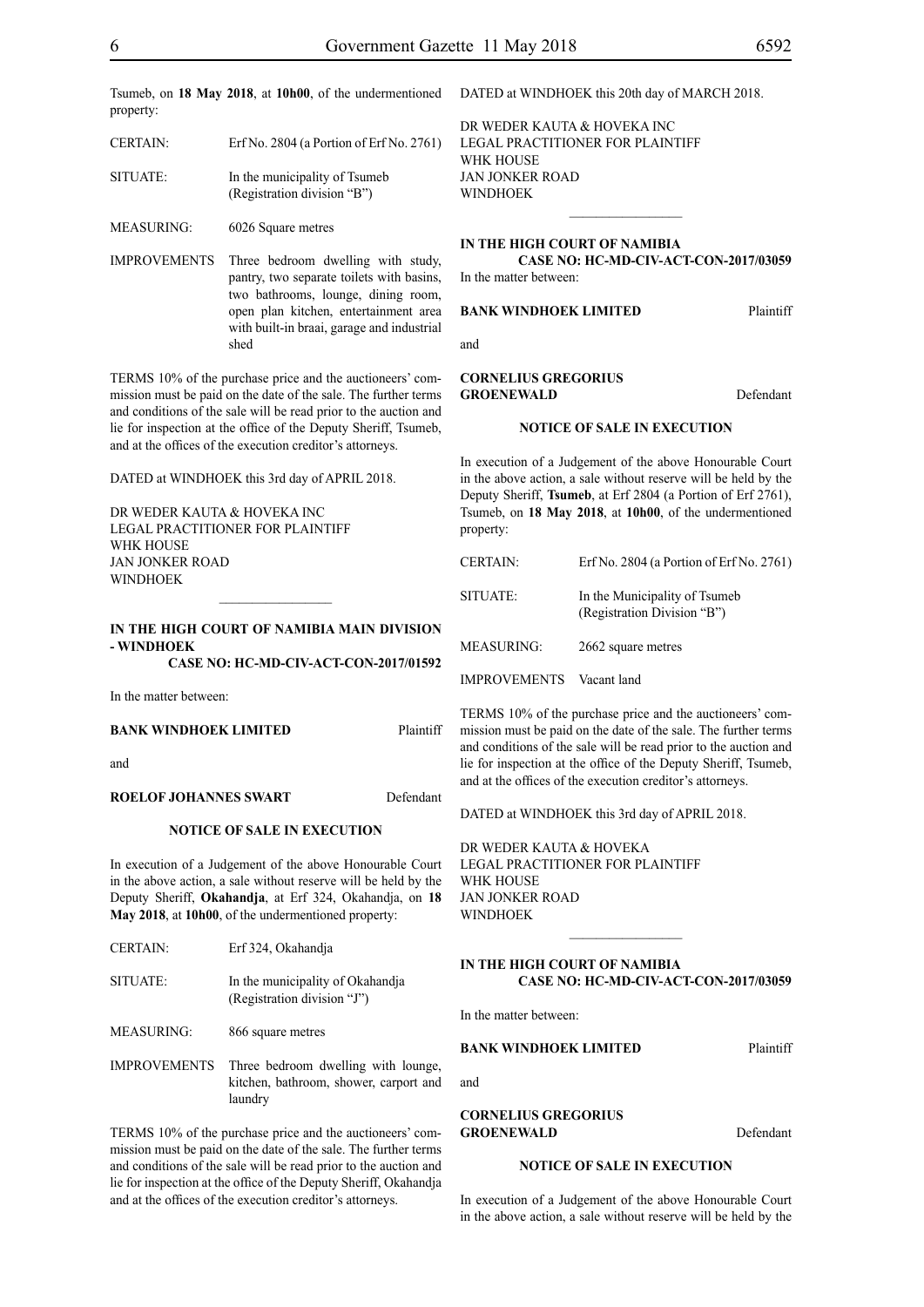Tsumeb, on **18 May 2018**, at **10h00**, of the undermentioned property:

| | |
|---|---|
| CERTAIN: | Erf No. 2804 (a Portion of Erf No. 2761) |
| SITUATE: | In the municipality of Tsumeb (Registration division "B") |
| MEASURING: | 6026 Square metres |
| IMPROVEMENTS | Three bedroom dwelling with study, pantry, two separate toilets with basins, two bathrooms, lounge, dining room, open plan kitchen, entertainment area with built-in braai, garage and industrial shed |

TERMS 10% of the purchase price and the auctioneers' commission must be paid on the date of the sale. The further terms and conditions of the sale will be read prior to the auction and lie for inspection at the office of the Deputy Sheriff, Tsumeb, and at the offices of the execution creditor's attorneys.

DATED at WINDHOEK this 3rd day of APRIL 2018.

DR WEDER KAUTA & HOVEKA INC
LEGAL PRACTITIONER FOR PLAINTIFF
WHK HOUSE
JAN JONKER ROAD
WINDHOEK

________________

**IN THE HIGH COURT OF NAMIBIA MAIN DIVISION - WINDHOEK**
**CASE NO: HC-MD-CIV-ACT-CON-2017/01592**

In the matter between:

**BANK WINDHOEK LIMITED** Plaintiff

and

**ROELOF JOHANNES SWART** Defendant

**NOTICE OF SALE IN EXECUTION**

In execution of a Judgement of the above Honourable Court in the above action, a sale without reserve will be held by the Deputy Sheriff, **Okahandja**, at Erf 324, Okahandja, on **18 May 2018**, at **10h00**, of the undermentioned property:

| | |
|---|---|
| CERTAIN: | Erf 324, Okahandja |
| SITUATE: | In the municipality of Okahandja (Registration division "J") |
| MEASURING: | 866 square metres |
| IMPROVEMENTS | Three bedroom dwelling with lounge, kitchen, bathroom, shower, carport and laundry |

TERMS 10% of the purchase price and the auctioneers' commission must be paid on the date of the sale. The further terms and conditions of the sale will be read prior to the auction and lie for inspection at the office of the Deputy Sheriff, Okahandja and at the offices of the execution creditor's attorneys.

DATED at WINDHOEK this 20th day of MARCH 2018.

DR WEDER KAUTA & HOVEKA INC
LEGAL PRACTITIONER FOR PLAINTIFF
WHK HOUSE
JAN JONKER ROAD
WINDHOEK

________________

**IN THE HIGH COURT OF NAMIBIA**
**CASE NO: HC-MD-CIV-ACT-CON-2017/03059**

In the matter between:

**BANK WINDHOEK LIMITED** Plaintiff

and

**CORNELIUS GREGORIUS GROENEWALD** Defendant

**NOTICE OF SALE IN EXECUTION**

In execution of a Judgement of the above Honourable Court in the above action, a sale without reserve will be held by the Deputy Sheriff, **Tsumeb**, at Erf 2804 (a Portion of Erf 2761), Tsumeb, on **18 May 2018**, at **10h00**, of the undermentioned property:

| | |
|---|---|
| CERTAIN: | Erf No. 2804 (a Portion of Erf No. 2761) |
| SITUATE: | In the Municipality of Tsumeb (Registration Division "B") |
| MEASURING: | 2662 square metres |
| IMPROVEMENTS | Vacant land |

TERMS 10% of the purchase price and the auctioneers' commission must be paid on the date of the sale. The further terms and conditions of the sale will be read prior to the auction and lie for inspection at the office of the Deputy Sheriff, Tsumeb, and at the offices of the execution creditor's attorneys.

DATED at WINDHOEK this 3rd day of APRIL 2018.

DR WEDER KAUTA & HOVEKA
LEGAL PRACTITIONER FOR PLAINTIFF
WHK HOUSE
JAN JONKER ROAD
WINDHOEK

________________

**IN THE HIGH COURT OF NAMIBIA**
**CASE NO: HC-MD-CIV-ACT-CON-2017/03059**

In the matter between:

**BANK WINDHOEK LIMITED** Plaintiff

and

**CORNELIUS GREGORIUS GROENEWALD** Defendant

**NOTICE OF SALE IN EXECUTION**

In execution of a Judgement of the above Honourable Court in the above action, a sale without reserve will be held by the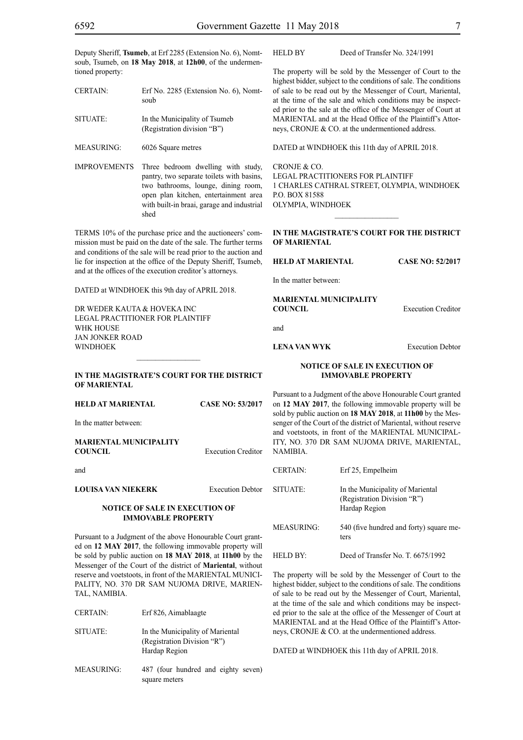Deputy Sheriff, **Tsumeb**, at Erf 2285 (Extension No. 6), Nomtsoub, Tsumeb, on **18 May 2018**, at **12h00**, of the undermentioned property:

| | |
|---|---|
| CERTAIN: | Erf No. 2285 (Extension No. 6), Nomtsoub |
| SITUATE: | In the Municipality of Tsumeb (Registration division "B") |
| MEASURING: | 6026 Square metres |
| IMPROVEMENTS | Three bedroom dwelling with study, pantry, two separate toilets with basins, two bathrooms, lounge, dining room, open plan kitchen, entertainment area with built-in braai, garage and industrial shed |

TERMS 10% of the purchase price and the auctioneers' commission must be paid on the date of the sale. The further terms and conditions of the sale will be read prior to the auction and lie for inspection at the office of the Deputy Sheriff, Tsumeb, and at the offices of the execution creditor's attorneys.

DATED at WINDHOEK this 9th day of APRIL 2018.

DR WEDER KAUTA & HOVEKA INC
LEGAL PRACTITIONER FOR PLAINTIFF
WHK HOUSE
JAN JONKER ROAD
WINDHOEK

---

**IN THE MAGISTRATE'S COURT FOR THE DISTRICT OF MARIENTAL**

**HELD AT MARIENTAL** **CASE NO: 53/2017**

In the matter between:

**MARIENTAL MUNICIPALITY COUNCIL** Execution Creditor

and

**LOUISA VAN NIEKERK** Execution Debtor

**NOTICE OF SALE IN EXECUTION OF IMMOVABLE PROPERTY**

Pursuant to a Judgment of the above Honourable Court granted on **12 MAY 2017**, the following immovable property will be sold by public auction on **18 MAY 2018**, at **11h00** by the Messenger of the Court of the district of **Mariental**, without reserve and voetstoots, in front of the MARIENTAL MUNICIPALITY, NO. 370 DR SAM NUJOMA DRIVE, MARIENTAL, NAMIBIA.

| | |
|---|---|
| CERTAIN: | Erf 826, Aimablaagte |
| SITUATE: | In the Municipality of Mariental (Registration Division "R") Hardap Region |
| MEASURING: | 487 (four hundred and eighty seven) square meters |
| HELD BY | Deed of Transfer No. 324/1991 |

The property will be sold by the Messenger of Court to the highest bidder, subject to the conditions of sale. The conditions of sale to be read out by the Messenger of Court, Mariental, at the time of the sale and which conditions may be inspected prior to the sale at the office of the Messenger of Court at MARIENTAL and at the Head Office of the Plaintiff's Attorneys, CRONJE & CO. at the undermentioned address.

DATED at WINDHOEK this 11th day of APRIL 2018.

CRONJE & CO.
LEGAL PRACTITIONERS FOR PLAINTIFF
1 CHARLES CATHRAL STREET, OLYMPIA, WINDHOEK
P.O. BOX 81588
OLYMPIA, WINDHOEK

---

**IN THE MAGISTRATE'S COURT FOR THE DISTRICT OF MARIENTAL**

**HELD AT MARIENTAL** **CASE NO: 52/2017**

In the matter between:

**MARIENTAL MUNICIPALITY COUNCIL** Execution Creditor

and

**LENA VAN WYK** Execution Debtor

**NOTICE OF SALE IN EXECUTION OF IMMOVABLE PROPERTY**

Pursuant to a Judgment of the above Honourable Court granted on **12 MAY 2017**, the following immovable property will be sold by public auction on **18 MAY 2018**, at **11h00** by the Messenger of the Court of the district of Mariental, without reserve and voetstoots, in front of the MARIENTAL MUNICIPALITY, NO. 370 DR SAM NUJOMA DRIVE, MARIENTAL, NAMIBIA.

| | |
|---|---|
| CERTAIN: | Erf 25, Empelheim |
| SITUATE: | In the Municipality of Mariental (Registration Division "R") Hardap Region |
| MEASURING: | 540 (five hundred and forty) square meters |
| HELD BY: | Deed of Transfer No. T. 6675/1992 |

The property will be sold by the Messenger of Court to the highest bidder, subject to the conditions of sale. The conditions of sale to be read out by the Messenger of Court, Mariental, at the time of the sale and which conditions may be inspected prior to the sale at the office of the Messenger of Court at MARIENTAL and at the Head Office of the Plaintiff's Attorneys, CRONJE & CO. at the undermentioned address.

DATED at WINDHOEK this 11th day of APRIL 2018.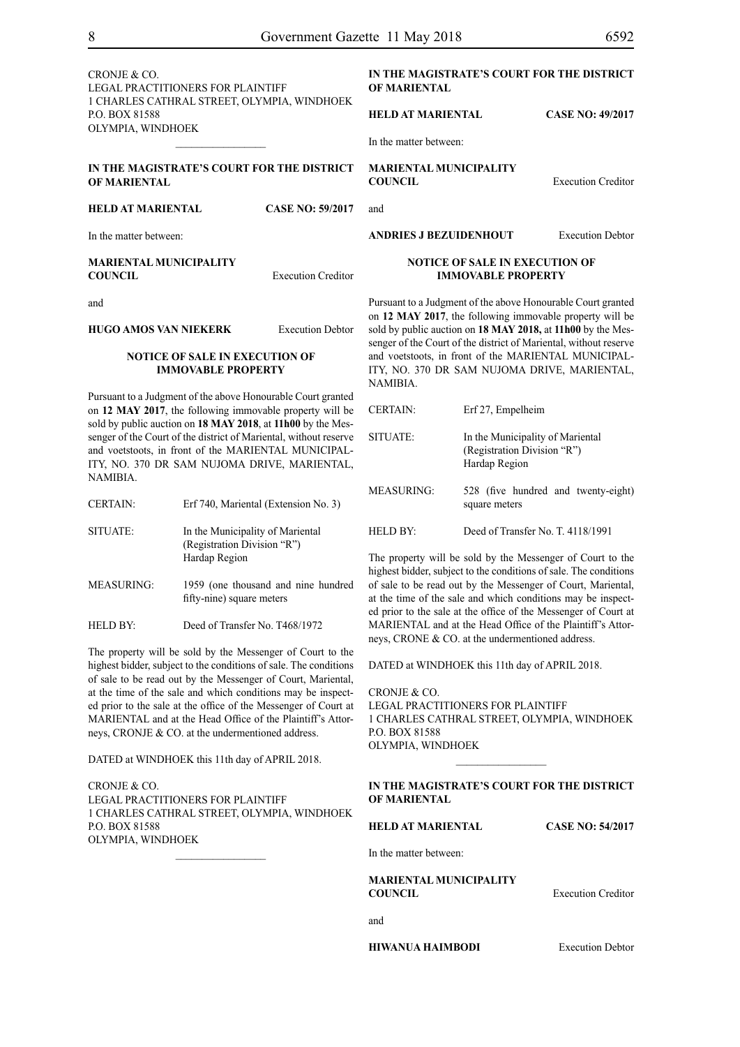CRONJE & CO.
LEGAL PRACTITIONERS FOR PLAINTIFF
1 CHARLES CATHRAL STREET, OLYMPIA, WINDHOEK
P.O. BOX 81588
OLYMPIA, WINDHOEK

---

**IN THE MAGISTRATE'S COURT FOR THE DISTRICT OF MARIENTAL**

**HELD AT MARIENTAL** **CASE NO: 59/2017**

In the matter between:

**MARIENTAL MUNICIPALITY COUNCIL** Execution Creditor

and

**HUGO AMOS VAN NIEKERK** Execution Debtor

**NOTICE OF SALE IN EXECUTION OF IMMOVABLE PROPERTY**

Pursuant to a Judgment of the above Honourable Court granted on **12 MAY 2017**, the following immovable property will be sold by public auction on **18 MAY 2018**, at **11h00** by the Messenger of the Court of the district of Mariental, without reserve and voetstoots, in front of the MARIENTAL MUNICIPALITY, NO. 370 DR SAM NUJOMA DRIVE, MARIENTAL, NAMIBIA.

| | |
|---|---|
| CERTAIN: | Erf 740, Mariental (Extension No. 3) |
| SITUATE: | In the Municipality of Mariental (Registration Division "R") Hardap Region |
| MEASURING: | 1959 (one thousand and nine hundred fifty-nine) square meters |
| HELD BY: | Deed of Transfer No. T468/1972 |

The property will be sold by the Messenger of Court to the highest bidder, subject to the conditions of sale. The conditions of sale to be read out by the Messenger of Court, Mariental, at the time of the sale and which conditions may be inspected prior to the sale at the office of the Messenger of Court at MARIENTAL and at the Head Office of the Plaintiff's Attorneys, CRONJE & CO. at the undermentioned address.

DATED at WINDHOEK this 11th day of APRIL 2018.

CRONJE & CO.
LEGAL PRACTITIONERS FOR PLAINTIFF
1 CHARLES CATHRAL STREET, OLYMPIA, WINDHOEK
P.O. BOX 81588
OLYMPIA, WINDHOEK

---

**IN THE MAGISTRATE'S COURT FOR THE DISTRICT OF MARIENTAL**

**HELD AT MARIENTAL** **CASE NO: 49/2017**

In the matter between:

**MARIENTAL MUNICIPALITY COUNCIL** Execution Creditor

and

**ANDRIES J BEZUIDENHOUT** Execution Debtor

**NOTICE OF SALE IN EXECUTION OF IMMOVABLE PROPERTY**

Pursuant to a Judgment of the above Honourable Court granted on **12 MAY 2017**, the following immovable property will be sold by public auction on **18 MAY 2018,** at **11h00** by the Messenger of the Court of the district of Mariental, without reserve and voetstoots, in front of the MARIENTAL MUNICIPALITY, NO. 370 DR SAM NUJOMA DRIVE, MARIENTAL, NAMIBIA.

| | |
|---|---|
| CERTAIN: | Erf 27, Empelheim |
| SITUATE: | In the Municipality of Mariental (Registration Division "R") Hardap Region |
| MEASURING: | 528 (five hundred and twenty-eight) square meters |
| HELD BY: | Deed of Transfer No. T. 4118/1991 |

The property will be sold by the Messenger of Court to the highest bidder, subject to the conditions of sale. The conditions of sale to be read out by the Messenger of Court, Mariental, at the time of the sale and which conditions may be inspected prior to the sale at the office of the Messenger of Court at MARIENTAL and at the Head Office of the Plaintiff's Attorneys, CRONE & CO. at the undermentioned address.

DATED at WINDHOEK this 11th day of APRIL 2018.

CRONJE & CO.
LEGAL PRACTITIONERS FOR PLAINTIFF
1 CHARLES CATHRAL STREET, OLYMPIA, WINDHOEK
P.O. BOX 81588
OLYMPIA, WINDHOEK

---

**IN THE MAGISTRATE'S COURT FOR THE DISTRICT OF MARIENTAL**

**HELD AT MARIENTAL** **CASE NO: 54/2017**

In the matter between:

**MARIENTAL MUNICIPALITY COUNCIL** Execution Creditor

and

**HIWANUA HAIMBODI** Execution Debtor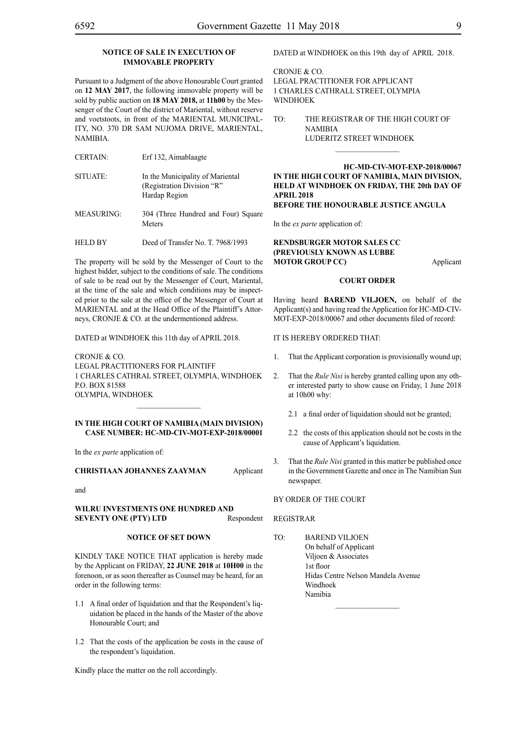**NOTICE OF SALE IN EXECUTION OF IMMOVABLE PROPERTY**

Pursuant to a Judgment of the above Honourable Court granted on **12 MAY 2017**, the following immovable property will be sold by public auction on **18 MAY 2018,** at **11h00** by the Messenger of the Court of the district of Mariental, without reserve and voetstoots, in front of the MARIENTAL MUNICIPALITY, NO. 370 DR SAM NUJOMA DRIVE, MARIENTAL, NAMIBIA.

| | |
|---|---|
| CERTAIN: | Erf 132, Aimablaagte |
| SITUATE: | In the Municipality of Mariental (Registration Division "R" Hardap Region |
| MEASURING: | 304 (Three Hundred and Four) Square Meters |
| HELD BY | Deed of Transfer No. T. 7968/1993 |

The property will be sold by the Messenger of Court to the highest bidder, subject to the conditions of sale. The conditions of sale to be read out by the Messenger of Court, Mariental, at the time of the sale and which conditions may be inspected prior to the sale at the office of the Messenger of Court at MARIENTAL and at the Head Office of the Plaintiff's Attorneys, CRONJE & CO. at the undermentioned address.

DATED at WINDHOEK this 11th day of APRIL 2018.

CRONJE & CO.
LEGAL PRACTITIONERS FOR PLAINTIFF
1 CHARLES CATHRAL STREET, OLYMPIA, WINDHOEK
P.O. BOX 81588
OLYMPIA, WINDHOEK

---

**IN THE HIGH COURT OF NAMIBIA (MAIN DIVISION)**
**CASE NUMBER: HC-MD-CIV-MOT-EXP-2018/00001**

In the *ex parte* application of:

**CHRISTIAAN JOHANNES ZAAYMAN** Applicant

and

**WILRU INVESTMENTS ONE HUNDRED AND SEVENTY ONE (PTY) LTD** Respondent

**NOTICE OF SET DOWN**

KINDLY TAKE NOTICE THAT application is hereby made by the Applicant on FRIDAY, **22 JUNE 2018** at **10H00** in the forenoon, or as soon thereafter as Counsel may be heard, for an order in the following terms:

1.1 A final order of liquidation and that the Respondent's liquidation be placed in the hands of the Master of the above Honourable Court; and

1.2 That the costs of the application be costs in the cause of the respondent's liquidation.

Kindly place the matter on the roll accordingly.

DATED at WINDHOEK on this 19th day of APRIL 2018.

CRONJE & CO.
LEGAL PRACTITIONER FOR APPLICANT
1 CHARLES CATHRALL STREET, OLYMPIA
WINDHOEK

TO: THE REGISTRAR OF THE HIGH COURT OF NAMIBIA
LUDERITZ STREET WINDHOEK

---

**HC-MD-CIV-MOT-EXP-2018/00067**
**IN THE HIGH COURT OF NAMIBIA, MAIN DIVISION, HELD AT WINDHOEK ON FRIDAY, THE 20th DAY OF APRIL 2018**
**BEFORE THE HONOURABLE JUSTICE ANGULA**

In the *ex parte* application of:

**RENDSBURGER MOTOR SALES CC (PREVIOUSLY KNOWN AS LUBBE MOTOR GROUP CC)** Applicant

**COURT ORDER**

Having heard **BAREND VILJOEN,** on behalf of the Applicant(s) and having read the Application for HC-MD-CIV-MOT-EXP-2018/00067 and other documents filed of record:

IT IS HEREBY ORDERED THAT:

1. That the Applicant corporation is provisionally wound up;
2. That the *Rule Nisi* is hereby granted calling upon any other interested party to show cause on Friday, 1 June 2018 at 10h00 why:
   2.1 a final order of liquidation should not be granted;
   2.2 the costs of this application should not be costs in the cause of Applicant's liquidation.
3. That the *Rule Nisi* granted in this matter be published once in the Government Gazette and once in The Namibian Sun newspaper.

BY ORDER OF THE COURT

REGISTRAR

TO: BAREND VILJOEN
On behalf of Applicant
Viljoen & Associates
1st floor
Hidas Centre Nelson Mandela Avenue
Windhoek
Namibia

---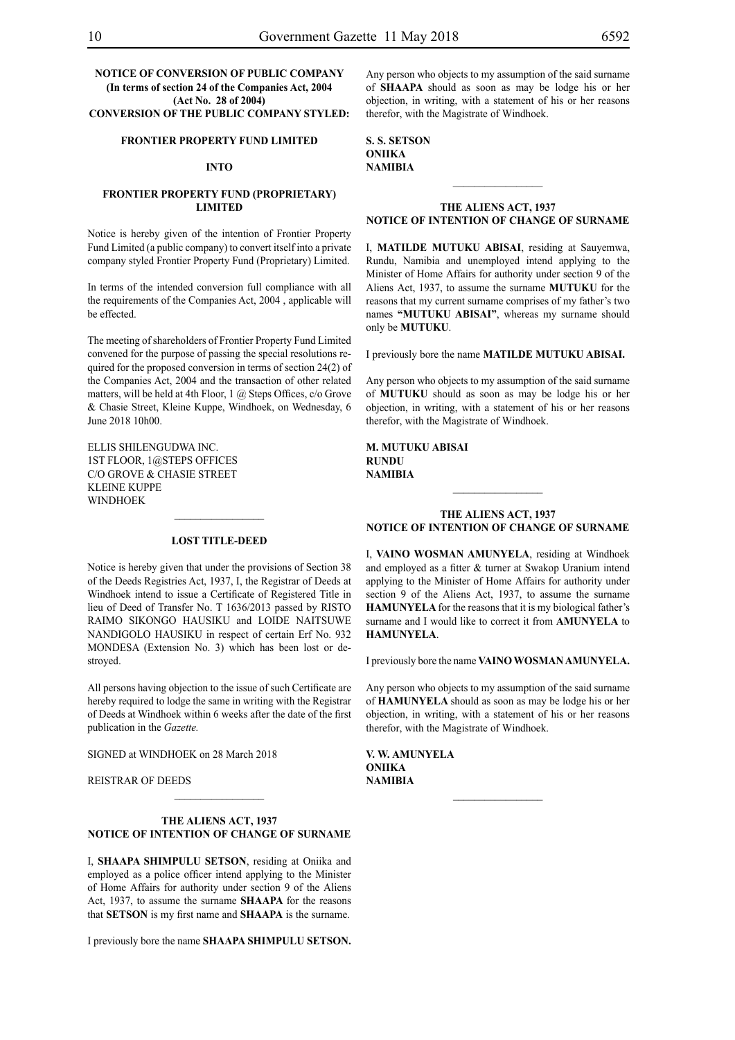**NOTICE OF CONVERSION OF PUBLIC COMPANY**
**(In terms of section 24 of the Companies Act, 2004 (Act No. 28 of 2004)**
**CONVERSION OF THE PUBLIC COMPANY STYLED:**

**FRONTIER PROPERTY FUND LIMITED**

**INTO**

**FRONTIER PROPERTY FUND (PROPRIETARY) LIMITED**

Notice is hereby given of the intention of Frontier Property Fund Limited (a public company) to convert itself into a private company styled Frontier Property Fund (Proprietary) Limited.

In terms of the intended conversion full compliance with all the requirements of the Companies Act, 2004 , applicable will be effected.

The meeting of shareholders of Frontier Property Fund Limited convened for the purpose of passing the special resolutions required for the proposed conversion in terms of section 24(2) of the Companies Act, 2004 and the transaction of other related matters, will be held at 4th Floor, 1 @ Steps Offices, c/o Grove & Chasie Street, Kleine Kuppe, Windhoek, on Wednesday, 6 June 2018 10h00.

ELLIS SHILENGUDWA INC.
1ST FLOOR, 1@STEPS OFFICES
C/O GROVE & CHASIE STREET
KLEINE KUPPE
WINDHOEK

---

**LOST TITLE-DEED**

Notice is hereby given that under the provisions of Section 38 of the Deeds Registries Act, 1937, I, the Registrar of Deeds at Windhoek intend to issue a Certificate of Registered Title in lieu of Deed of Transfer No. T 1636/2013 passed by RISTO RAIMO SIKONGO HAUSIKU and LOIDE NAITSUWE NANDIGOLO HAUSIKU in respect of certain Erf No. 932 MONDESA (Extension No. 3) which has been lost or destroyed.

All persons having objection to the issue of such Certificate are hereby required to lodge the same in writing with the Registrar of Deeds at Windhoek within 6 weeks after the date of the first publication in the *Gazette.*

SIGNED at WINDHOEK on 28 March 2018

REISTRAR OF DEEDS

---

**THE ALIENS ACT, 1937**
**NOTICE OF INTENTION OF CHANGE OF SURNAME**

I, **SHAAPA SHIMPULU SETSON**, residing at Oniika and employed as a police officer intend applying to the Minister of Home Affairs for authority under section 9 of the Aliens Act, 1937, to assume the surname **SHAAPA** for the reasons that **SETSON** is my first name and **SHAAPA** is the surname.

I previously bore the name **SHAAPA SHIMPULU SETSON.**

Any person who objects to my assumption of the said surname of **SHAAPA** should as soon as may be lodge his or her objection, in writing, with a statement of his or her reasons therefor, with the Magistrate of Windhoek.

**S. S. SETSON**
**ONIIKA**
**NAMIBIA**

---

**THE ALIENS ACT, 1937**
**NOTICE OF INTENTION OF CHANGE OF SURNAME**

I, **MATILDE MUTUKU ABISAI**, residing at Sauyemwa, Rundu, Namibia and unemployed intend applying to the Minister of Home Affairs for authority under section 9 of the Aliens Act, 1937, to assume the surname **MUTUKU** for the reasons that my current surname comprises of my father's two names **"MUTUKU ABISAI"**, whereas my surname should only be **MUTUKU**.

I previously bore the name **MATILDE MUTUKU ABISAI.**

Any person who objects to my assumption of the said surname of **MUTUKU** should as soon as may be lodge his or her objection, in writing, with a statement of his or her reasons therefor, with the Magistrate of Windhoek.

**M. MUTUKU ABISAI**
**RUNDU**
**NAMIBIA**

---

**THE ALIENS ACT, 1937**
**NOTICE OF INTENTION OF CHANGE OF SURNAME**

I, **VAINO WOSMAN AMUNYELA**, residing at Windhoek and employed as a fitter & turner at Swakop Uranium intend applying to the Minister of Home Affairs for authority under section 9 of the Aliens Act, 1937, to assume the surname **HAMUNYELA** for the reasons that it is my biological father's surname and I would like to correct it from **AMUNYELA** to **HAMUNYELA**.

I previously bore the name **VAINO WOSMAN AMUNYELA.**

Any person who objects to my assumption of the said surname of **HAMUNYELA** should as soon as may be lodge his or her objection, in writing, with a statement of his or her reasons therefor, with the Magistrate of Windhoek.

**V. W. AMUNYELA**
**ONIIKA**
**NAMIBIA**